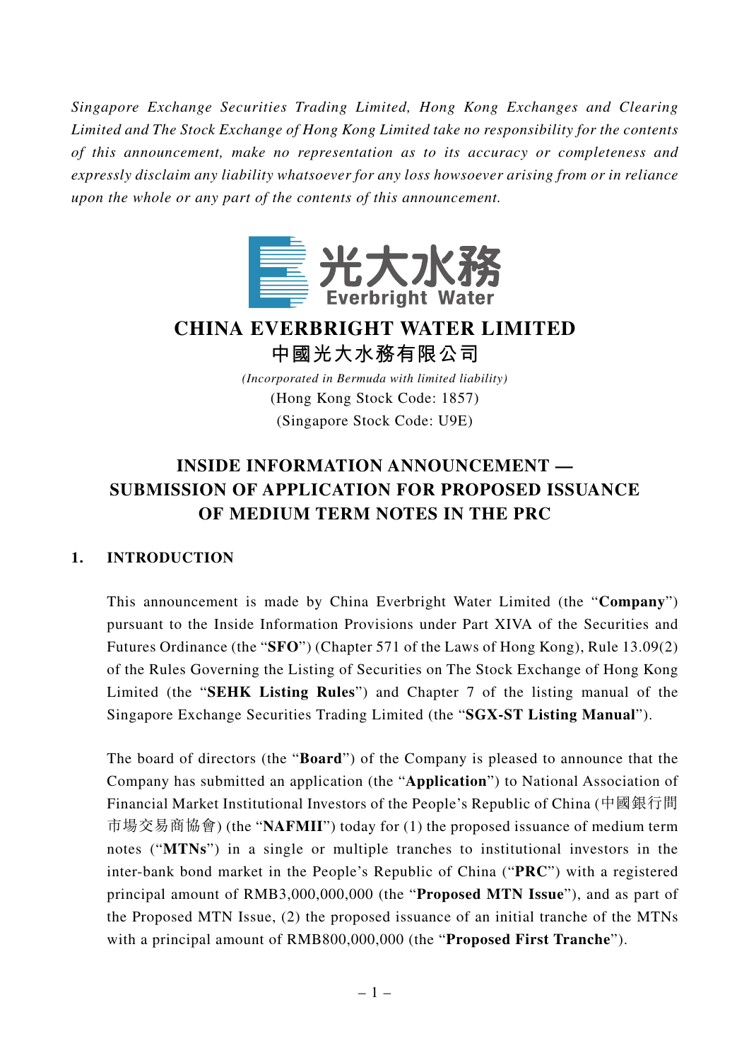*Singapore Exchange Securities Trading Limited, Hong Kong Exchanges and Clearing Limited and The Stock Exchange of Hong Kong Limited take no responsibility for the contents of this announcement, make no representation as to its accuracy or completeness and expressly disclaim any liability whatsoever for any loss howsoever arising from or in reliance upon the whole or any part of the contents of this announcement.*

光大水務
Everbright Water

# CHINA EVERBRIGHT WATER LIMITED
# 中國光大水務有限公司

*(Incorporated in Bermuda with limited liability)*
(Hong Kong Stock Code: 1857)
(Singapore Stock Code: U9E)

## INSIDE INFORMATION ANNOUNCEMENT — SUBMISSION OF APPLICATION FOR PROPOSED ISSUANCE OF MEDIUM TERM NOTES IN THE PRC

### 1. INTRODUCTION

This announcement is made by China Everbright Water Limited (the "**Company**") pursuant to the Inside Information Provisions under Part XIVA of the Securities and Futures Ordinance (the "**SFO**") (Chapter 571 of the Laws of Hong Kong), Rule 13.09(2) of the Rules Governing the Listing of Securities on The Stock Exchange of Hong Kong Limited (the "**SEHK Listing Rules**") and Chapter 7 of the listing manual of the Singapore Exchange Securities Trading Limited (the "**SGX-ST Listing Manual**").

The board of directors (the "**Board**") of the Company is pleased to announce that the Company has submitted an application (the "**Application**") to National Association of Financial Market Institutional Investors of the People's Republic of China (中國銀行間市場交易商協會) (the "**NAFMII**") today for (1) the proposed issuance of medium term notes ("**MTNs**") in a single or multiple tranches to institutional investors in the inter-bank bond market in the People's Republic of China ("**PRC**") with a registered principal amount of RMB3,000,000,000 (the "**Proposed MTN Issue**"), and as part of the Proposed MTN Issue, (2) the proposed issuance of an initial tranche of the MTNs with a principal amount of RMB800,000,000 (the "**Proposed First Tranche**").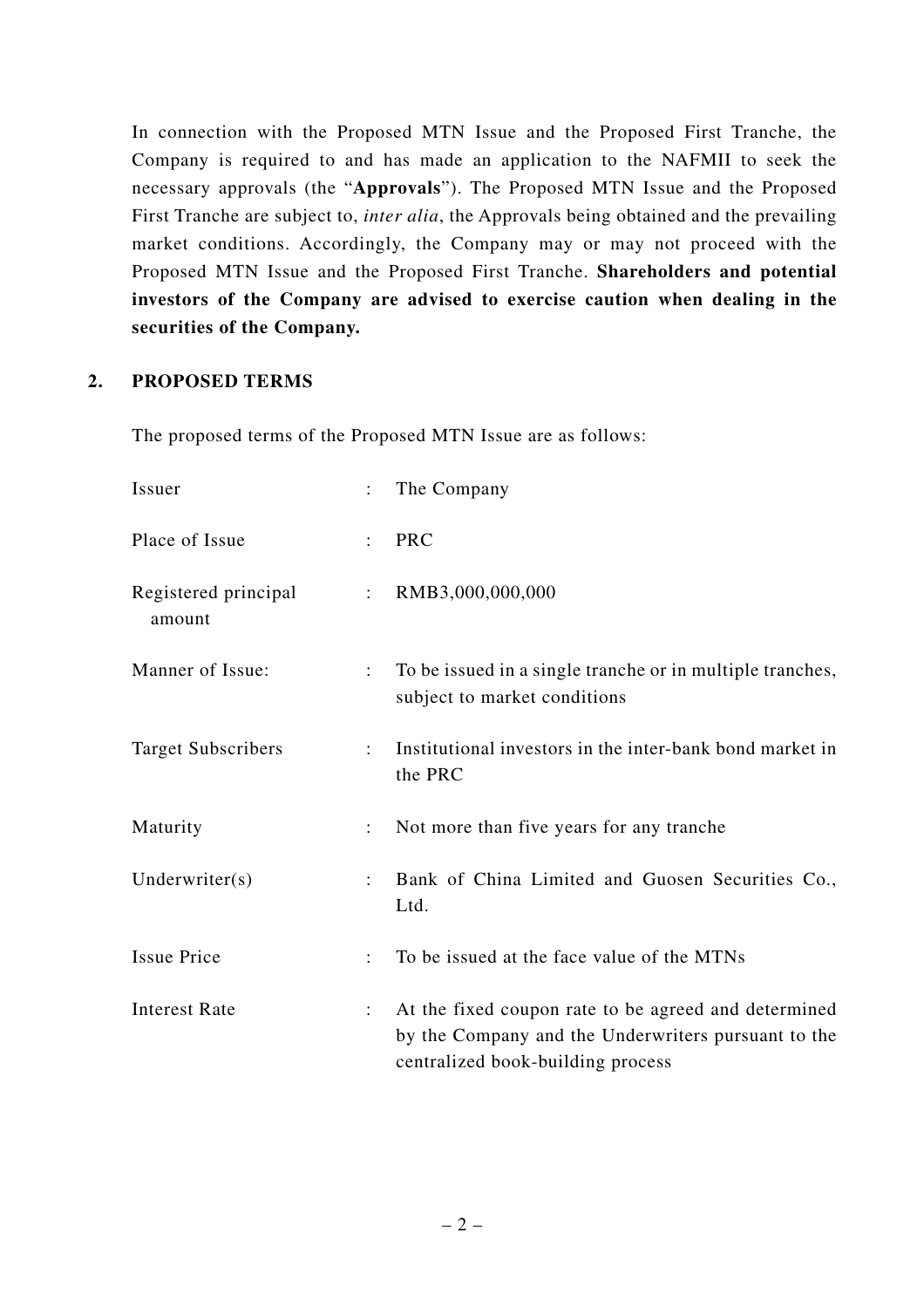In connection with the Proposed MTN Issue and the Proposed First Tranche, the Company is required to and has made an application to the NAFMII to seek the necessary approvals (the "**Approvals**"). The Proposed MTN Issue and the Proposed First Tranche are subject to, *inter alia*, the Approvals being obtained and the prevailing market conditions. Accordingly, the Company may or may not proceed with the Proposed MTN Issue and the Proposed First Tranche. **Shareholders and potential investors of the Company are advised to exercise caution when dealing in the securities of the Company.**

## 2. PROPOSED TERMS

The proposed terms of the Proposed MTN Issue are as follows:

| | | |
|---|---|---|
| Issuer | : | The Company |
| Place of Issue | : | PRC |
| Registered principal amount | : | RMB3,000,000,000 |
| Manner of Issue: | : | To be issued in a single tranche or in multiple tranches, subject to market conditions |
| Target Subscribers | : | Institutional investors in the inter-bank bond market in the PRC |
| Maturity | : | Not more than five years for any tranche |
| Underwriter(s) | : | Bank of China Limited and Guosen Securities Co., Ltd. |
| Issue Price | : | To be issued at the face value of the MTNs |
| Interest Rate | : | At the fixed coupon rate to be agreed and determined by the Company and the Underwriters pursuant to the centralized book-building process |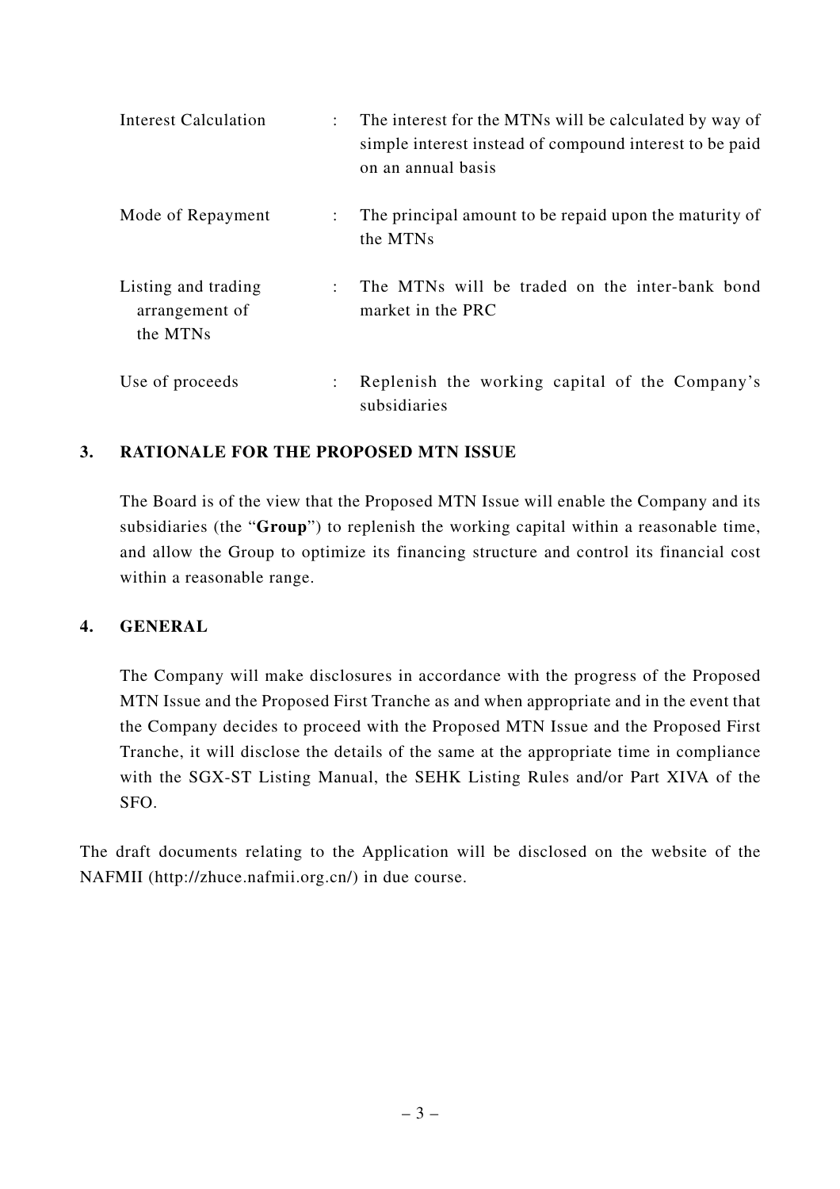| | | |
|---|---|---|
| Interest Calculation | : | The interest for the MTNs will be calculated by way of simple interest instead of compound interest to be paid on an annual basis |
| Mode of Repayment | : | The principal amount to be repaid upon the maturity of the MTNs |
| Listing and trading arrangement of the MTNs | : | The MTNs will be traded on the inter-bank bond market in the PRC |
| Use of proceeds | : | Replenish the working capital of the Company's subsidiaries |

## 3. RATIONALE FOR THE PROPOSED MTN ISSUE

The Board is of the view that the Proposed MTN Issue will enable the Company and its subsidiaries (the "**Group**") to replenish the working capital within a reasonable time, and allow the Group to optimize its financing structure and control its financial cost within a reasonable range.

## 4. GENERAL

The Company will make disclosures in accordance with the progress of the Proposed MTN Issue and the Proposed First Tranche as and when appropriate and in the event that the Company decides to proceed with the Proposed MTN Issue and the Proposed First Tranche, it will disclose the details of the same at the appropriate time in compliance with the SGX-ST Listing Manual, the SEHK Listing Rules and/or Part XIVA of the SFO.

The draft documents relating to the Application will be disclosed on the website of the NAFMII (http://zhuce.nafmii.org.cn/) in due course.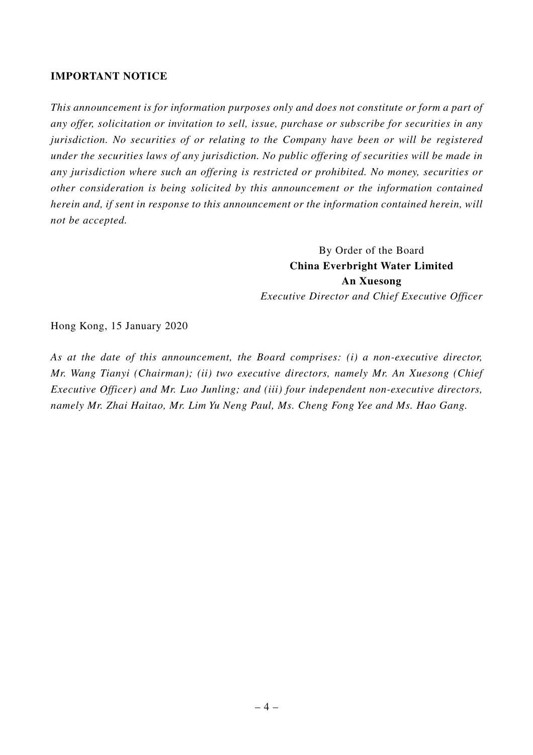**IMPORTANT NOTICE**

*This announcement is for information purposes only and does not constitute or form a part of any offer, solicitation or invitation to sell, issue, purchase or subscribe for securities in any jurisdiction. No securities of or relating to the Company have been or will be registered under the securities laws of any jurisdiction. No public offering of securities will be made in any jurisdiction where such an offering is restricted or prohibited. No money, securities or other consideration is being solicited by this announcement or the information contained herein and, if sent in response to this announcement or the information contained herein, will not be accepted.*

By Order of the Board
**China Everbright Water Limited**
**An Xuesong**
*Executive Director and Chief Executive Officer*

Hong Kong, 15 January 2020

*As at the date of this announcement, the Board comprises: (i) a non-executive director, Mr. Wang Tianyi (Chairman); (ii) two executive directors, namely Mr. An Xuesong (Chief Executive Officer) and Mr. Luo Junling; and (iii) four independent non-executive directors, namely Mr. Zhai Haitao, Mr. Lim Yu Neng Paul, Ms. Cheng Fong Yee and Ms. Hao Gang.*